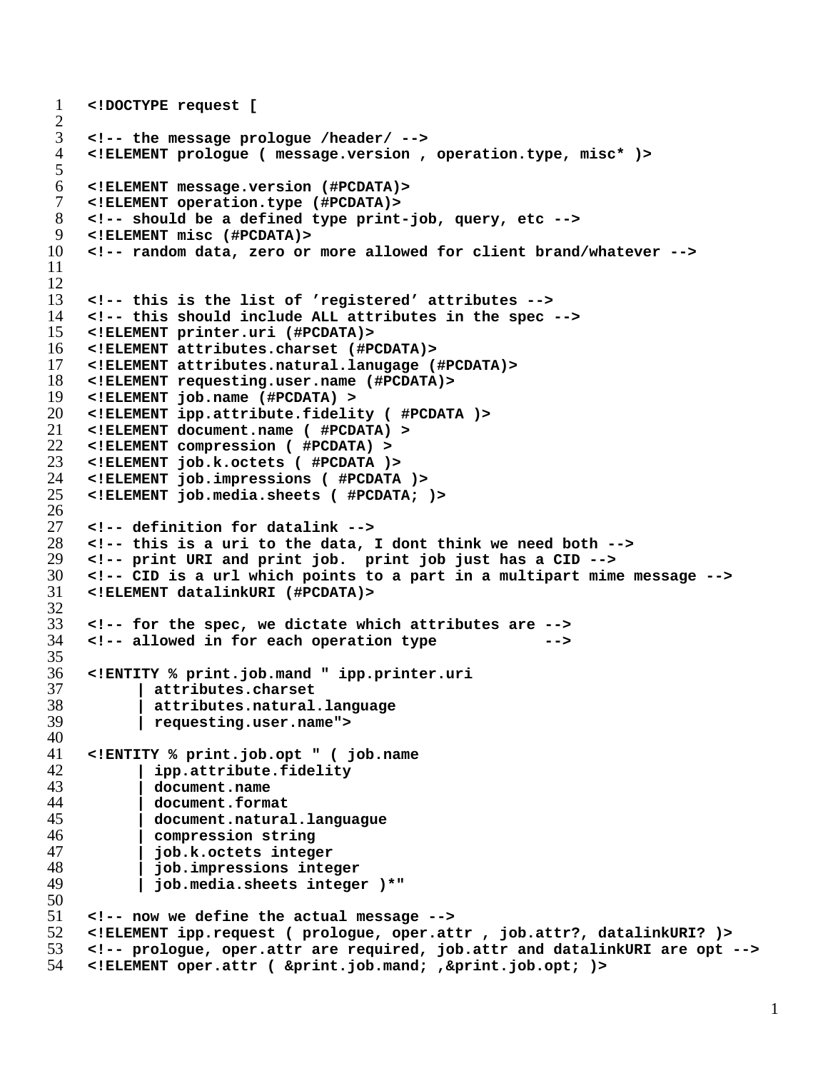```
<!DOCTYPE request [

<!-- the message prologue /header/ -->
<!ELEMENT prologue ( message.version , operation.type, misc* )>

<!ELEMENT message.version (#PCDATA)>
<!ELEMENT operation.type (#PCDATA)>
<!-- should be a defined type print-job, query, etc -->
<!ELEMENT misc (#PCDATA)>
<!-- random data, zero or more allowed for client brand/whatever -->


<!-- this is the list of 'registered' attributes -->
<!-- this should include ALL attributes in the spec -->
<!ELEMENT printer.uri (#PCDATA)>
<!ELEMENT attributes.charset (#PCDATA)>
<!ELEMENT attributes.natural.lanugage (#PCDATA)>
<!ELEMENT requesting.user.name (#PCDATA)>
<!ELEMENT job.name (#PCDATA) >
<!ELEMENT ipp.attribute.fidelity ( #PCDATA )>
<!ELEMENT document.name ( #PCDATA) >
<!ELEMENT compression ( #PCDATA) >
<!ELEMENT job.k.octets ( #PCDATA )>
<!ELEMENT job.impressions ( #PCDATA )>
<!ELEMENT job.media.sheets ( #PCDATA; )>

<!-- definition for datalink -->
<!-- this is a uri to the data, I dont think we need both -->
<!-- print URI and print job.  print job just has a CID -->
<!-- CID is a url which points to a part in a multipart mime message -->
<!ELEMENT datalinkURI (#PCDATA)>

<!-- for the spec, we dictate which attributes are -->
<!-- allowed in for each operation type           -->

<!ENTITY % print.job.mand " ipp.printer.uri
     | attributes.charset
     | attributes.natural.language
     | requesting.user.name">

<!ENTITY % print.job.opt " ( job.name
     | ipp.attribute.fidelity
     | document.name
     | document.format
     | document.natural.languague
     | compression string
     | job.k.octets integer
     | job.impressions integer
     | job.media.sheets integer )*"

<!-- now we define the actual message -->
<!ELEMENT ipp.request ( prologue, oper.attr , job.attr?, datalinkURI? )>
<!-- prologue, oper.attr are required, job.attr and datalinkURI are opt -->
<!ELEMENT oper.attr ( &print.job.mand; ,&print.job.opt; )>
```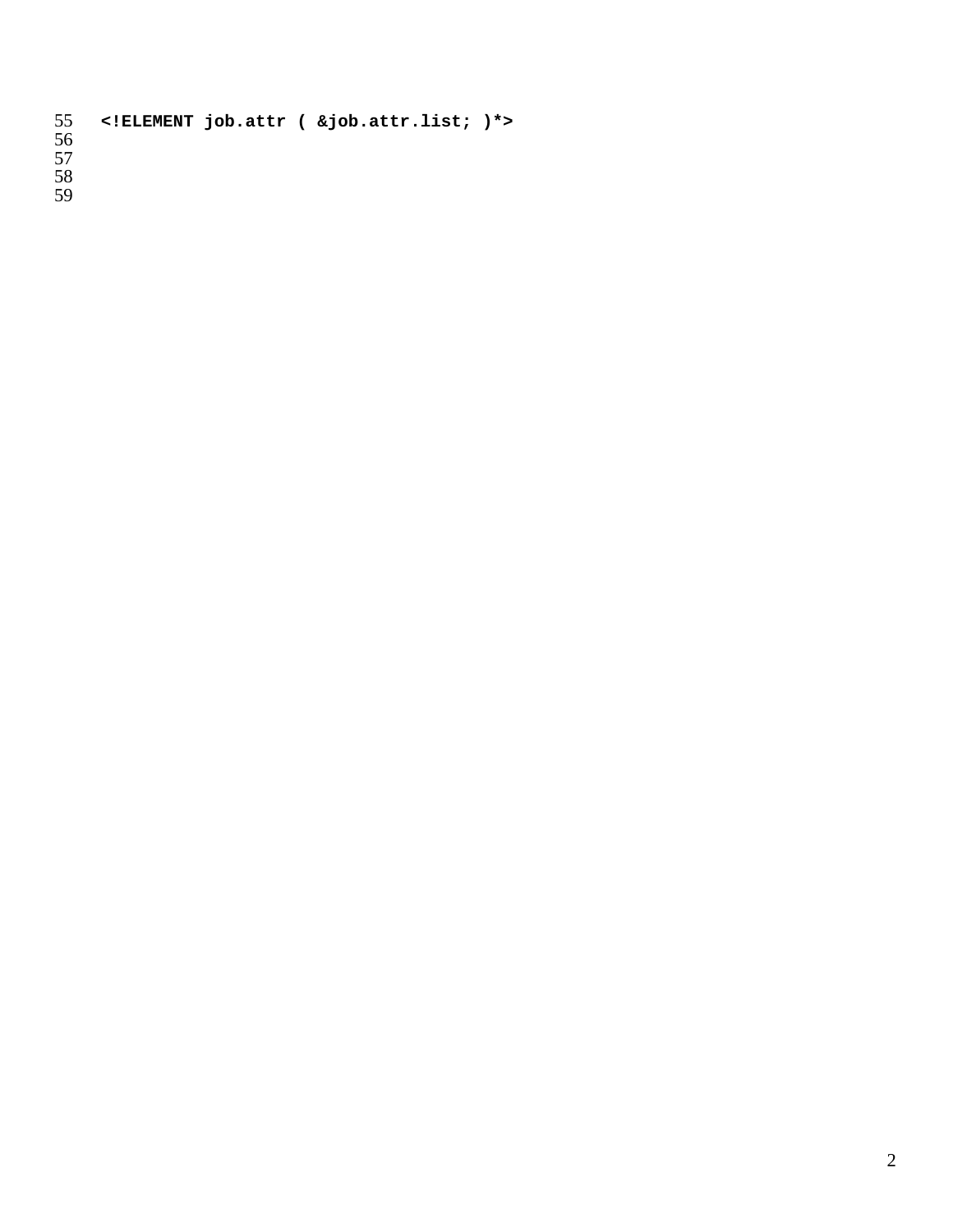```
<!ELEMENT job.attr ( &job.attr.list; )*>
```